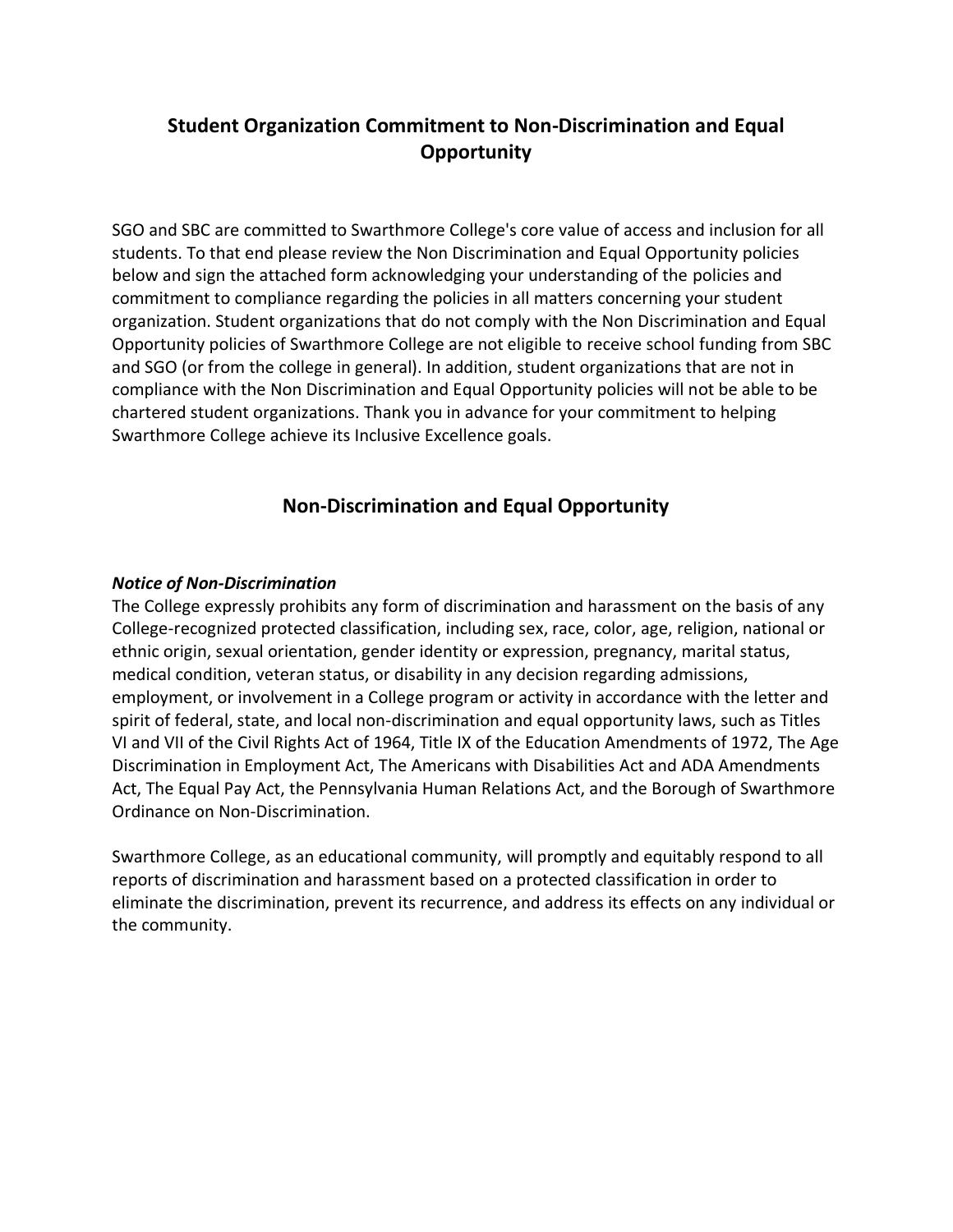# Student Organization Commitment to Non-Discrimination and Equal Opportunity

SGO and SBC are committed to Swarthmore College's core value of access and inclusion for all students. To that end please review the Non Discrimination and Equal Opportunity policies below and sign the attached form acknowledging your understanding of the policies and commitment to compliance regarding the policies in all matters concerning your student organization. Student organizations that do not comply with the Non Discrimination and Equal Opportunity policies of Swarthmore College are not eligible to receive school funding from SBC and SGO (or from the college in general). In addition, student organizations that are not in compliance with the Non Discrimination and Equal Opportunity policies will not be able to be chartered student organizations. Thank you in advance for your commitment to helping Swarthmore College achieve its Inclusive Excellence goals.

## Non-Discrimination and Equal Opportunity

***Notice of Non-Discrimination***

The College expressly prohibits any form of discrimination and harassment on the basis of any College-recognized protected classification, including sex, race, color, age, religion, national or ethnic origin, sexual orientation, gender identity or expression, pregnancy, marital status, medical condition, veteran status, or disability in any decision regarding admissions, employment, or involvement in a College program or activity in accordance with the letter and spirit of federal, state, and local non-discrimination and equal opportunity laws, such as Titles VI and VII of the Civil Rights Act of 1964, Title IX of the Education Amendments of 1972, The Age Discrimination in Employment Act, The Americans with Disabilities Act and ADA Amendments Act, The Equal Pay Act, the Pennsylvania Human Relations Act, and the Borough of Swarthmore Ordinance on Non-Discrimination.

Swarthmore College, as an educational community, will promptly and equitably respond to all reports of discrimination and harassment based on a protected classification in order to eliminate the discrimination, prevent its recurrence, and address its effects on any individual or the community.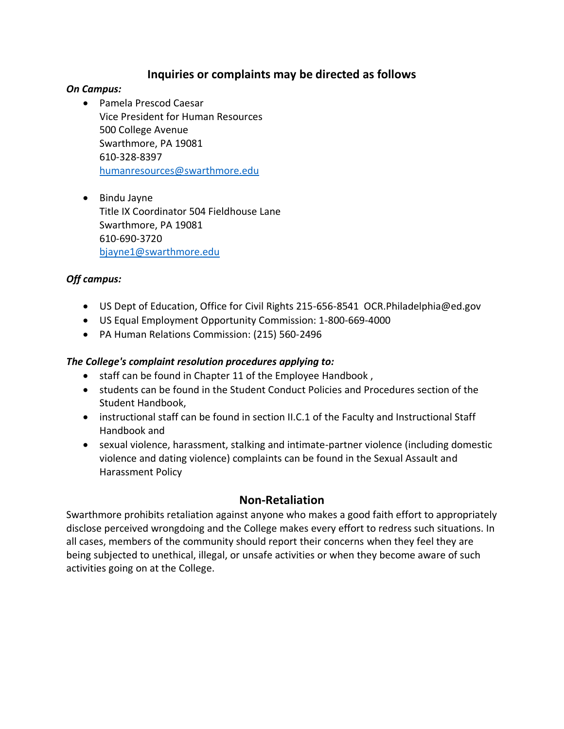## Inquiries or complaints may be directed as follows

***On Campus:***

- Pamela Prescod Caesar
  Vice President for Human Resources
  500 College Avenue
  Swarthmore, PA 19081
  610-328-8397
  humanresources@swarthmore.edu

- Bindu Jayne
  Title IX Coordinator 504 Fieldhouse Lane
  Swarthmore, PA 19081
  610-690-3720
  bjayne1@swarthmore.edu

***Off campus:***

- US Dept of Education, Office for Civil Rights 215-656-8541 OCR.Philadelphia@ed.gov
- US Equal Employment Opportunity Commission: 1-800-669-4000
- PA Human Relations Commission: (215) 560-2496

***The College's complaint resolution procedures applying to:***

- staff can be found in Chapter 11 of the Employee Handbook ,
- students can be found in the Student Conduct Policies and Procedures section of the Student Handbook,
- instructional staff can be found in section II.C.1 of the Faculty and Instructional Staff Handbook and
- sexual violence, harassment, stalking and intimate-partner violence (including domestic violence and dating violence) complaints can be found in the Sexual Assault and Harassment Policy

## Non-Retaliation

Swarthmore prohibits retaliation against anyone who makes a good faith effort to appropriately disclose perceived wrongdoing and the College makes every effort to redress such situations. In all cases, members of the community should report their concerns when they feel they are being subjected to unethical, illegal, or unsafe activities or when they become aware of such activities going on at the College.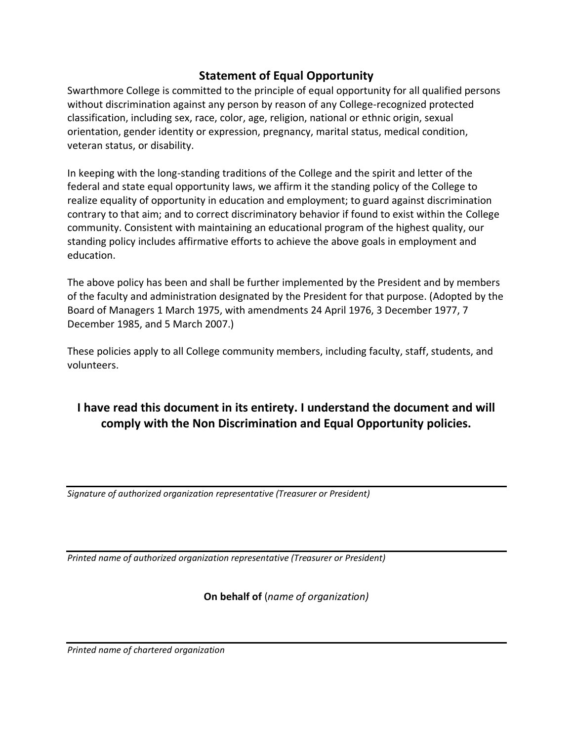## Statement of Equal Opportunity

Swarthmore College is committed to the principle of equal opportunity for all qualified persons without discrimination against any person by reason of any College-recognized protected classification, including sex, race, color, age, religion, national or ethnic origin, sexual orientation, gender identity or expression, pregnancy, marital status, medical condition, veteran status, or disability.

In keeping with the long-standing traditions of the College and the spirit and letter of the federal and state equal opportunity laws, we affirm it the standing policy of the College to realize equality of opportunity in education and employment; to guard against discrimination contrary to that aim; and to correct discriminatory behavior if found to exist within the College community. Consistent with maintaining an educational program of the highest quality, our standing policy includes affirmative efforts to achieve the above goals in employment and education.

The above policy has been and shall be further implemented by the President and by members of the faculty and administration designated by the President for that purpose. (Adopted by the Board of Managers 1 March 1975, with amendments 24 April 1976, 3 December 1977, 7 December 1985, and 5 March 2007.)

These policies apply to all College community members, including faculty, staff, students, and volunteers.

**I have read this document in its entirety. I understand the document and will comply with the Non Discrimination and Equal Opportunity policies.**

---

*Signature of authorized organization representative (Treasurer or President)*

---

*Printed name of authorized organization representative (Treasurer or President)*

**On behalf of** (*name of organization)*

---

*Printed name of chartered organization*